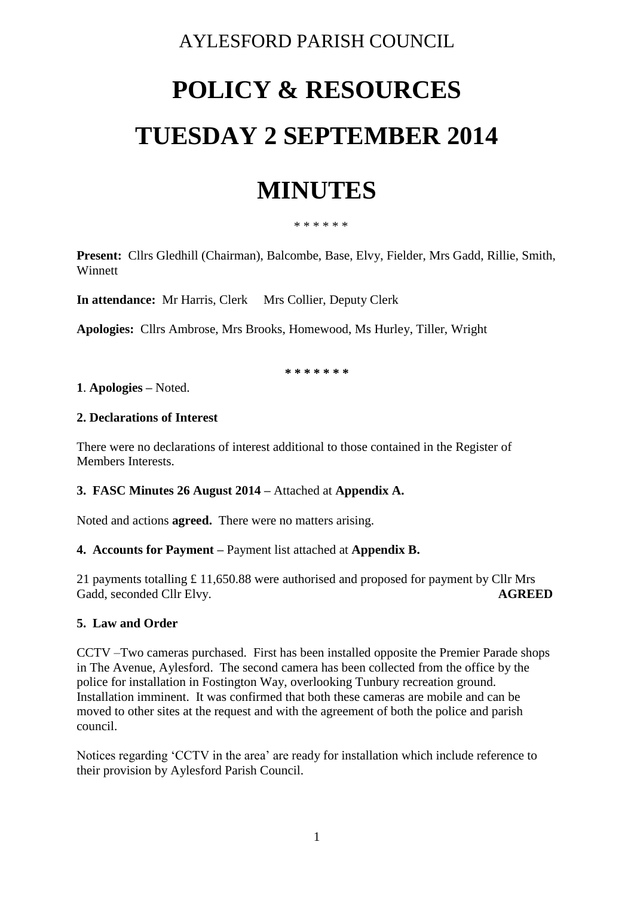AYLESFORD PARISH COUNCIL

# POLICY & RESOURCES

# TUESDAY 2 SEPTEMBER 2014

# MINUTES

\* \* \* \* \* \*

**Present:** Cllrs Gledhill (Chairman), Balcombe, Base, Elvy, Fielder, Mrs Gadd, Rillie, Smith, Winnett

**In attendance:** Mr Harris, Clerk Mrs Collier, Deputy Clerk

**Apologies:** Cllrs Ambrose, Mrs Brooks, Homewood, Ms Hurley, Tiller, Wright

**\* \* \* \* \* \* \***

**1**. **Apologies –** Noted.

**2. Declarations of Interest**

There were no declarations of interest additional to those contained in the Register of Members Interests.

**3. FASC Minutes 26 August 2014 –** Attached at **Appendix A.**

Noted and actions **agreed.** There were no matters arising.

**4. Accounts for Payment –** Payment list attached at **Appendix B.**

21 payments totalling £ 11,650.88 were authorised and proposed for payment by Cllr Mrs Gadd, seconded Cllr Elvy. **AGREED**

**5. Law and Order**

CCTV –Two cameras purchased. First has been installed opposite the Premier Parade shops in The Avenue, Aylesford. The second camera has been collected from the office by the police for installation in Fostington Way, overlooking Tunbury recreation ground. Installation imminent. It was confirmed that both these cameras are mobile and can be moved to other sites at the request and with the agreement of both the police and parish council.

Notices regarding 'CCTV in the area' are ready for installation which include reference to their provision by Aylesford Parish Council.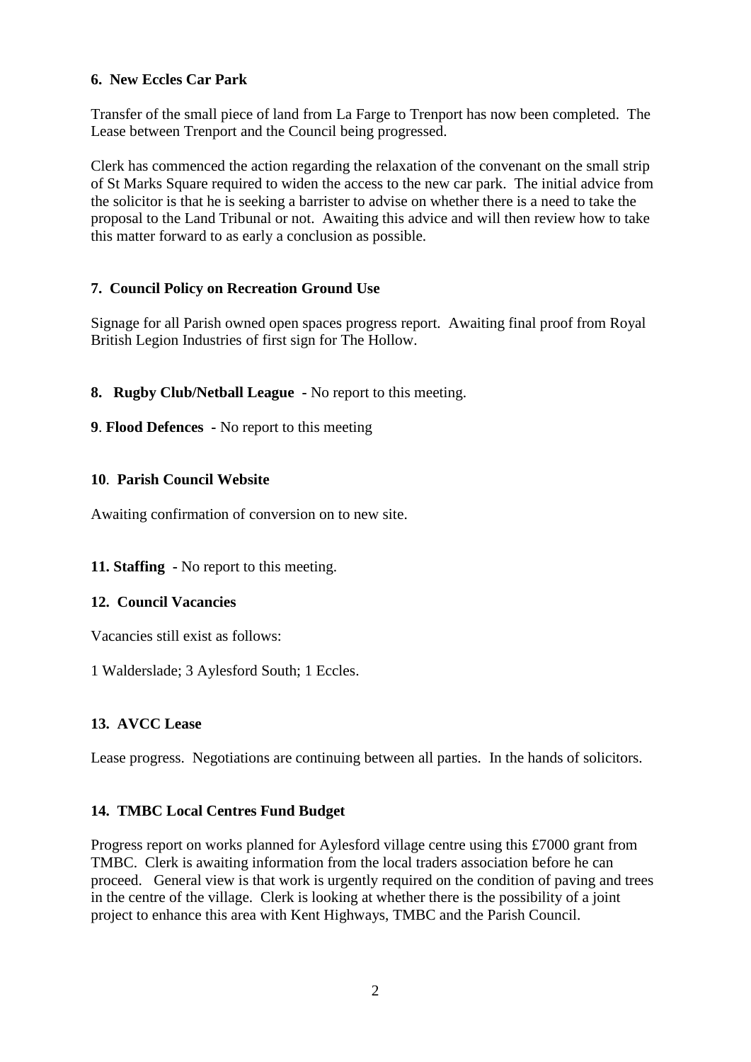**6. New Eccles Car Park**

Transfer of the small piece of land from La Farge to Trenport has now been completed. The Lease between Trenport and the Council being progressed.

Clerk has commenced the action regarding the relaxation of the convenant on the small strip of St Marks Square required to widen the access to the new car park. The initial advice from the solicitor is that he is seeking a barrister to advise on whether there is a need to take the proposal to the Land Tribunal or not. Awaiting this advice and will then review how to take this matter forward to as early a conclusion as possible.

**7. Council Policy on Recreation Ground Use**

Signage for all Parish owned open spaces progress report. Awaiting final proof from Royal British Legion Industries of first sign for The Hollow.

**8. Rugby Club/Netball League** - No report to this meeting.

**9**. **Flood Defences** - No report to this meeting

**10**. **Parish Council Website**

Awaiting confirmation of conversion on to new site.

**11. Staffing** - No report to this meeting.

**12. Council Vacancies**

Vacancies still exist as follows:

1 Walderslade; 3 Aylesford South; 1 Eccles.

**13. AVCC Lease**

Lease progress. Negotiations are continuing between all parties. In the hands of solicitors.

**14. TMBC Local Centres Fund Budget**

Progress report on works planned for Aylesford village centre using this £7000 grant from TMBC. Clerk is awaiting information from the local traders association before he can proceed. General view is that work is urgently required on the condition of paving and trees in the centre of the village. Clerk is looking at whether there is the possibility of a joint project to enhance this area with Kent Highways, TMBC and the Parish Council.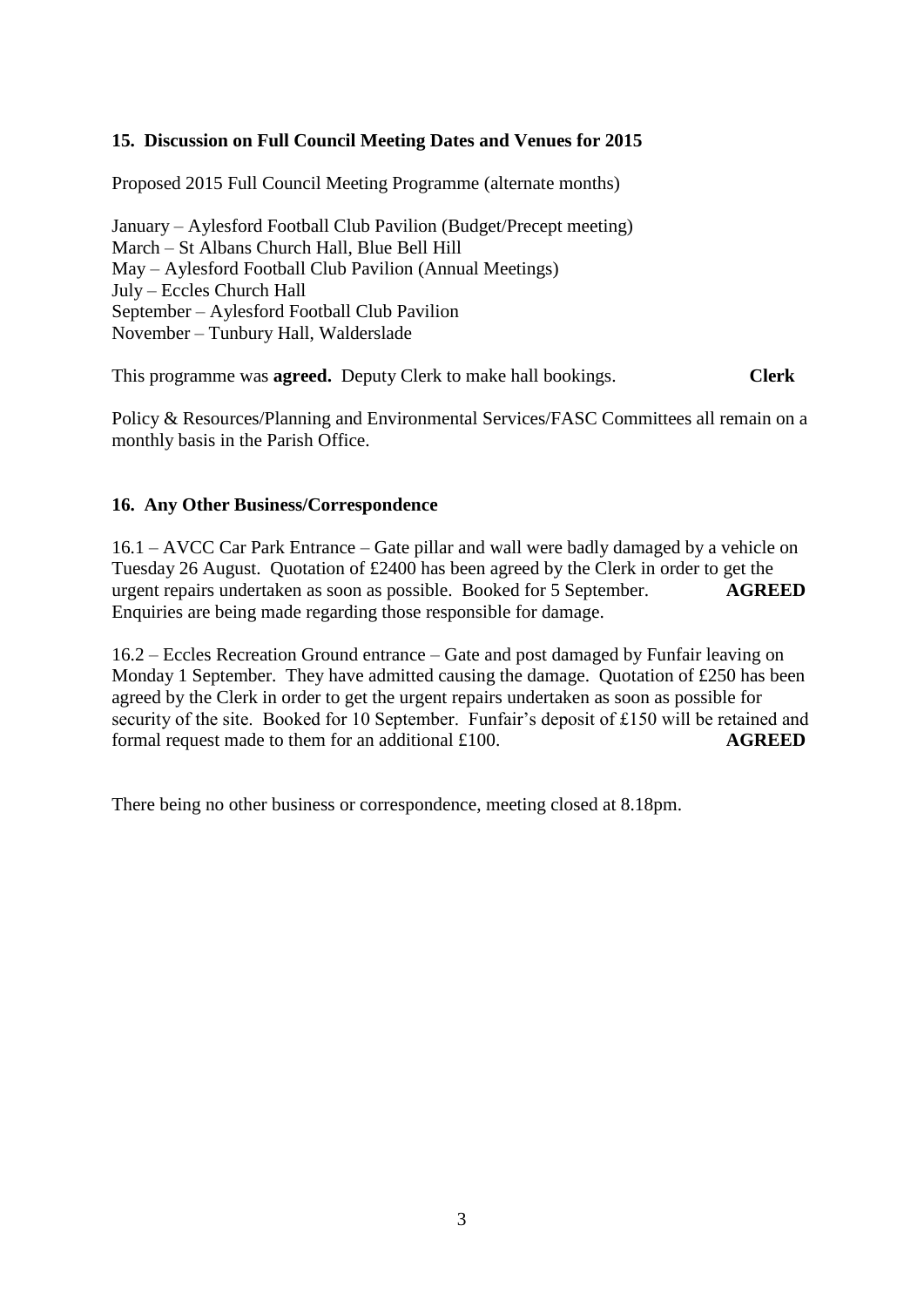### 15. Discussion on Full Council Meeting Dates and Venues for 2015

Proposed 2015 Full Council Meeting Programme (alternate months)

January – Aylesford Football Club Pavilion (Budget/Precept meeting)
March – St Albans Church Hall, Blue Bell Hill
May – Aylesford Football Club Pavilion (Annual Meetings)
July – Eccles Church Hall
September – Aylesford Football Club Pavilion
November – Tunbury Hall, Walderslade

This programme was **agreed.** Deputy Clerk to make hall bookings. **Clerk**

Policy & Resources/Planning and Environmental Services/FASC Committees all remain on a monthly basis in the Parish Office.

### 16. Any Other Business/Correspondence

16.1 – AVCC Car Park Entrance – Gate pillar and wall were badly damaged by a vehicle on Tuesday 26 August. Quotation of £2400 has been agreed by the Clerk in order to get the urgent repairs undertaken as soon as possible. Booked for 5 September. **AGREED**
Enquiries are being made regarding those responsible for damage.

16.2 – Eccles Recreation Ground entrance – Gate and post damaged by Funfair leaving on Monday 1 September. They have admitted causing the damage. Quotation of £250 has been agreed by the Clerk in order to get the urgent repairs undertaken as soon as possible for security of the site. Booked for 10 September. Funfair's deposit of £150 will be retained and formal request made to them for an additional £100. **AGREED**

There being no other business or correspondence, meeting closed at 8.18pm.